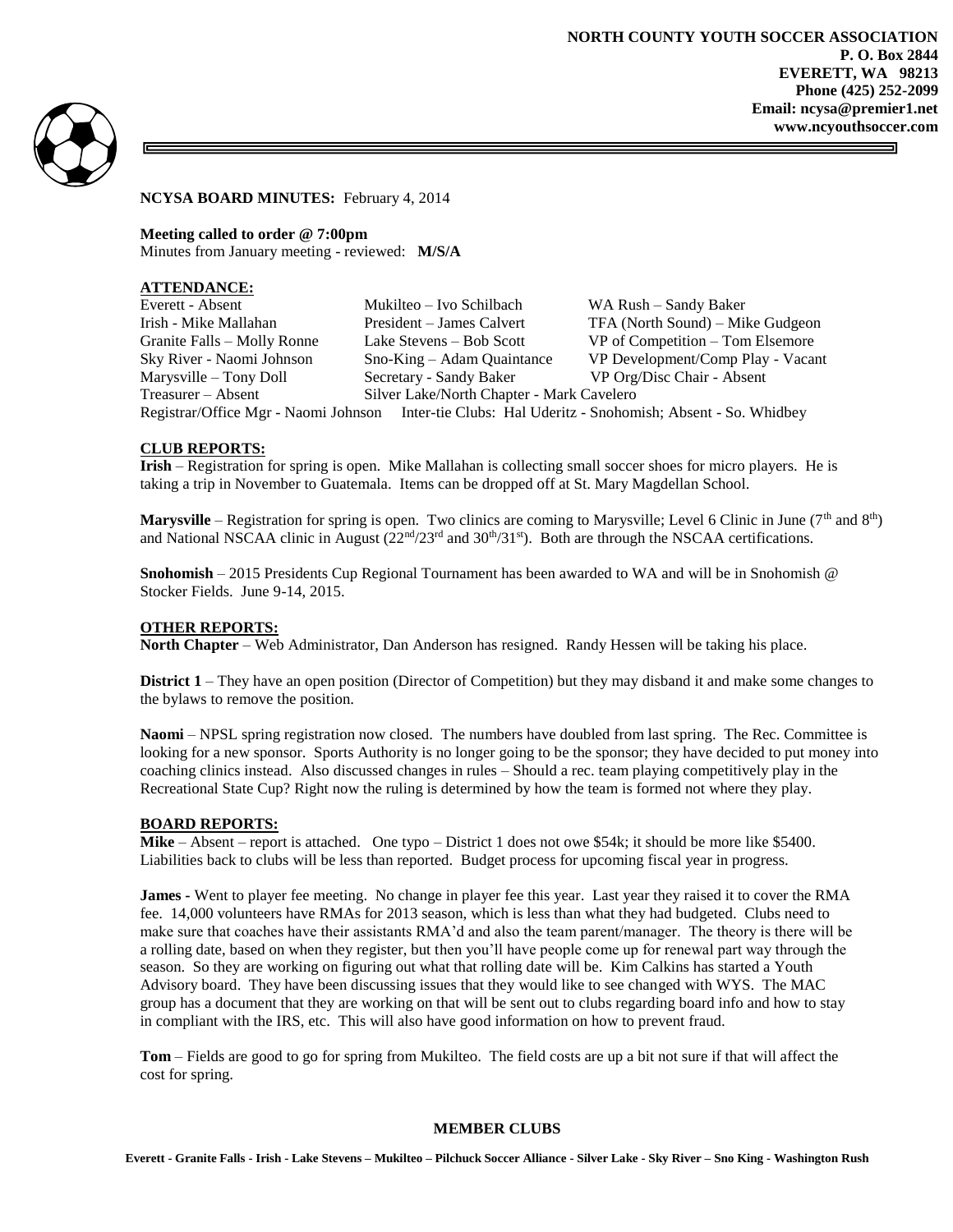**NORTH COUNTY YOUTH SOCCER ASSOCIATION**
**P. O. Box 2844**
**EVERETT, WA 98213**
**Phone (425) 252-2099**
**Email: ncysa@premier1.net**
**www.ncyouthsoccer.com**

**NCYSA BOARD MINUTES:** February 4, 2014

**Meeting called to order @ 7:00pm**
Minutes from January meeting - reviewed: **M/S/A**

**ATTENDANCE:**

| | | |
|---|---|---|
| Everett - Absent | Mukilteo – Ivo Schilbach | WA Rush – Sandy Baker |
| Irish - Mike Mallahan | President – James Calvert | TFA (North Sound) – Mike Gudgeon |
| Granite Falls – Molly Ronne | Lake Stevens – Bob Scott | VP of Competition – Tom Elsemore |
| Sky River - Naomi Johnson | Sno-King – Adam Quaintance | VP Development/Comp Play - Vacant |
| Marysville – Tony Doll | Secretary - Sandy Baker | VP Org/Disc Chair - Absent |
| Treasurer – Absent | Silver Lake/North Chapter - Mark Cavelero | |

Registrar/Office Mgr - Naomi Johnson Inter-tie Clubs: Hal Uderitz - Snohomish; Absent - So. Whidbey

**CLUB REPORTS:**

**Irish** – Registration for spring is open. Mike Mallahan is collecting small soccer shoes for micro players. He is taking a trip in November to Guatemala. Items can be dropped off at St. Mary Magdellan School.

**Marysville** – Registration for spring is open. Two clinics are coming to Marysville; Level 6 Clinic in June (7th and 8th) and National NSCAA clinic in August (22nd/23rd and 30th/31st). Both are through the NSCAA certifications.

**Snohomish** – 2015 Presidents Cup Regional Tournament has been awarded to WA and will be in Snohomish @ Stocker Fields. June 9-14, 2015.

**OTHER REPORTS:**

**North Chapter** – Web Administrator, Dan Anderson has resigned. Randy Hessen will be taking his place.

**District 1** – They have an open position (Director of Competition) but they may disband it and make some changes to the bylaws to remove the position.

**Naomi** – NPSL spring registration now closed. The numbers have doubled from last spring. The Rec. Committee is looking for a new sponsor. Sports Authority is no longer going to be the sponsor; they have decided to put money into coaching clinics instead. Also discussed changes in rules – Should a rec. team playing competitively play in the Recreational State Cup? Right now the ruling is determined by how the team is formed not where they play.

**BOARD REPORTS:**

**Mike** – Absent – report is attached. One typo – District 1 does not owe $54k; it should be more like $5400. Liabilities back to clubs will be less than reported. Budget process for upcoming fiscal year in progress.

**James** - Went to player fee meeting. No change in player fee this year. Last year they raised it to cover the RMA fee. 14,000 volunteers have RMAs for 2013 season, which is less than what they had budgeted. Clubs need to make sure that coaches have their assistants RMA'd and also the team parent/manager. The theory is there will be a rolling date, based on when they register, but then you'll have people come up for renewal part way through the season. So they are working on figuring out what that rolling date will be. Kim Calkins has started a Youth Advisory board. They have been discussing issues that they would like to see changed with WYS. The MAC group has a document that they are working on that will be sent out to clubs regarding board info and how to stay in compliant with the IRS, etc. This will also have good information on how to prevent fraud.

**Tom** – Fields are good to go for spring from Mukilteo. The field costs are up a bit not sure if that will affect the cost for spring.

**MEMBER CLUBS**

**Everett - Granite Falls - Irish - Lake Stevens – Mukilteo – Pilchuck Soccer Alliance - Silver Lake - Sky River – Sno King - Washington Rush**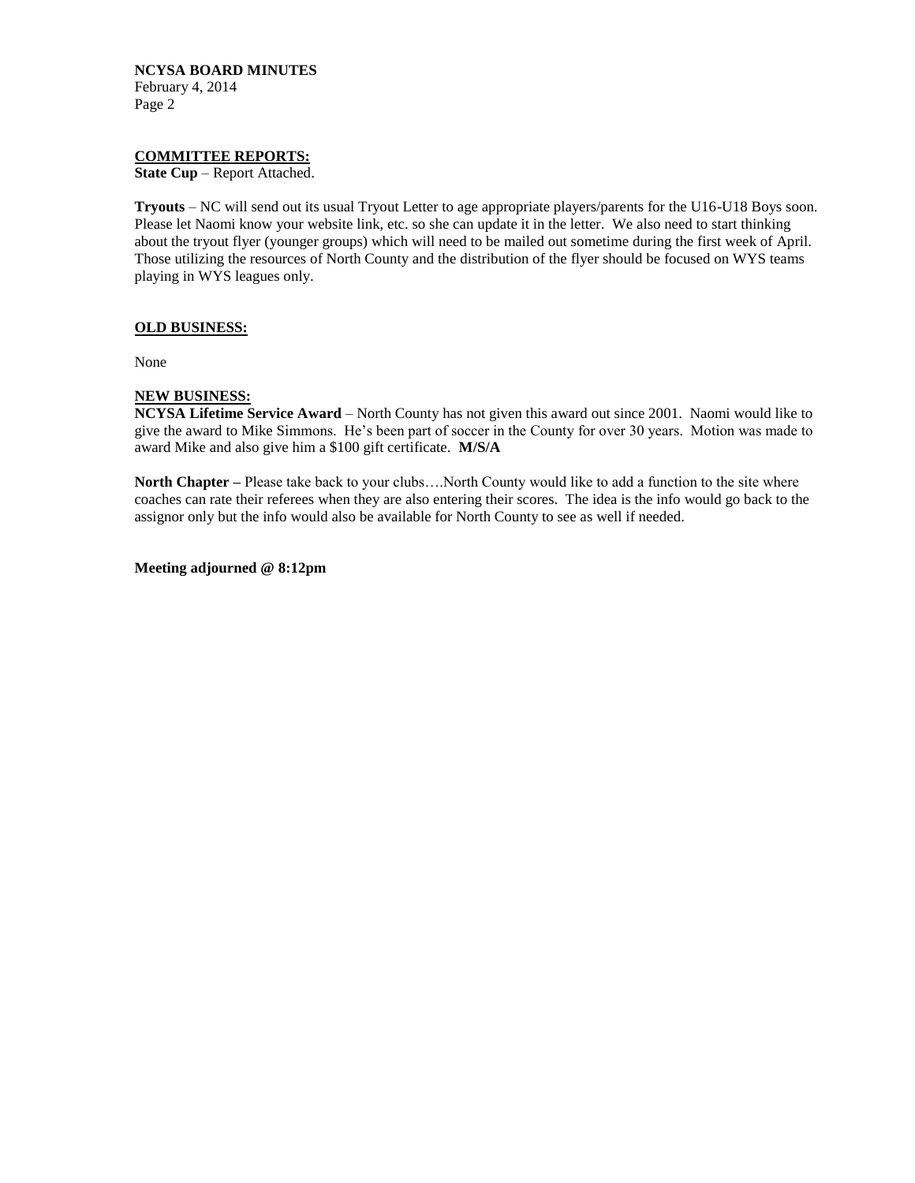**COMMITTEE REPORTS:**

**State Cup** – Report Attached.

**Tryouts** – NC will send out its usual Tryout Letter to age appropriate players/parents for the U16-U18 Boys soon. Please let Naomi know your website link, etc. so she can update it in the letter. We also need to start thinking about the tryout flyer (younger groups) which will need to be mailed out sometime during the first week of April. Those utilizing the resources of North County and the distribution of the flyer should be focused on WYS teams playing in WYS leagues only.

**OLD BUSINESS:**

None

**NEW BUSINESS:**

**NCYSA Lifetime Service Award** – North County has not given this award out since 2001. Naomi would like to give the award to Mike Simmons. He's been part of soccer in the County for over 30 years. Motion was made to award Mike and also give him a $100 gift certificate. **M/S/A**

**North Chapter –** Please take back to your clubs….North County would like to add a function to the site where coaches can rate their referees when they are also entering their scores. The idea is the info would go back to the assignor only but the info would also be available for North County to see as well if needed.

**Meeting adjourned @ 8:12pm**